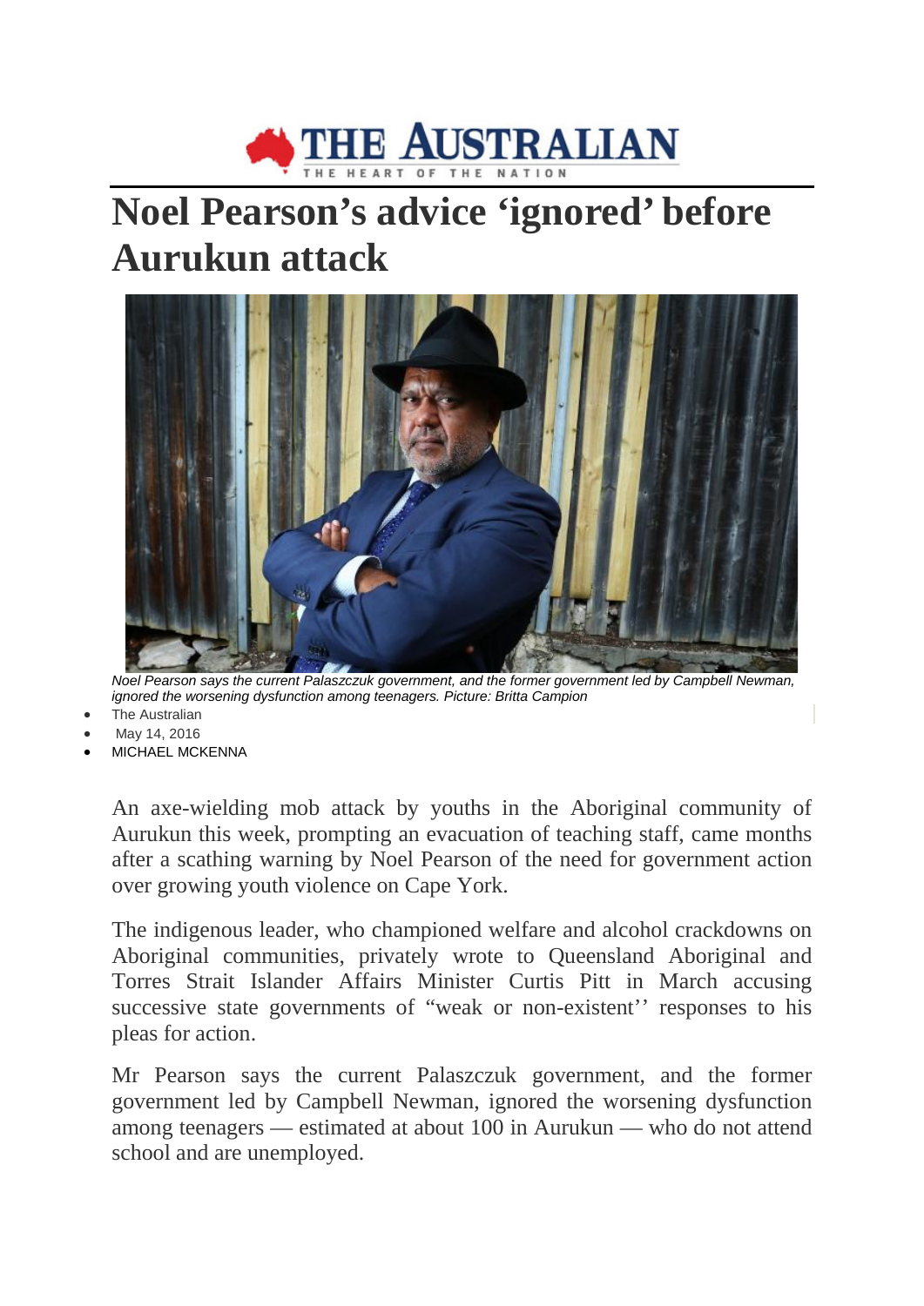# Noel Pearson's advice 'ignored' before Aurukun attack

*Noel Pearson says the current Palaszczuk government, and the former government led by Campbell Newman, ignored the worsening dysfunction among teenagers. Picture: Britta Campion*

- The Australian
- May 14, 2016
- MICHAEL MCKENNA

An axe-wielding mob attack by youths in the Aboriginal community of Aurukun this week, prompting an evacuation of teaching staff, came months after a scathing warning by Noel Pearson of the need for government action over growing youth violence on Cape York.

The indigenous leader, who championed welfare and alcohol crackdowns on Aboriginal communities, privately wrote to Queensland Aboriginal and Torres Strait Islander Affairs Minister Curtis Pitt in March accusing successive state governments of "weak or non-existent'' responses to his pleas for action.

Mr Pearson says the current Palaszczuk government, and the former government led by Campbell Newman, ignored the worsening dysfunction among teenagers — estimated at about 100 in Aurukun — who do not attend school and are unemployed.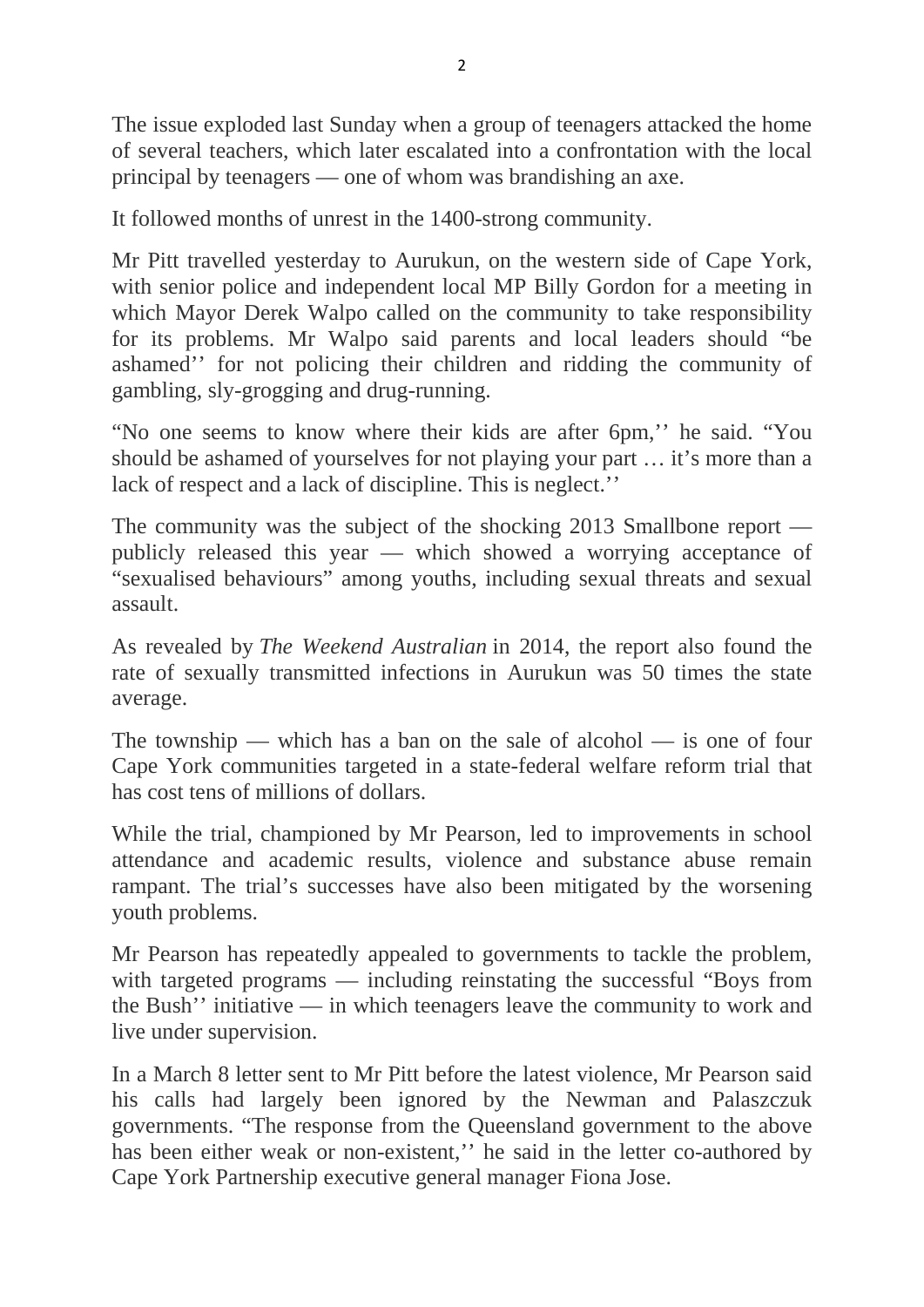The issue exploded last Sunday when a group of teenagers attacked the home of several teachers, which later escalated into a confrontation with the local principal by teenagers — one of whom was brandishing an axe.

It followed months of unrest in the 1400-strong community.

Mr Pitt travelled yesterday to Aurukun, on the western side of Cape York, with senior police and independent local MP Billy Gordon for a meeting in which Mayor Derek Walpo called on the community to take responsibility for its problems. Mr Walpo said parents and local leaders should "be ashamed'' for not policing their children and ridding the community of gambling, sly-grogging and drug-running.

"No one seems to know where their kids are after 6pm,'' he said. "You should be ashamed of yourselves for not playing your part … it's more than a lack of respect and a lack of discipline. This is neglect.''

The community was the subject of the shocking 2013 Smallbone report — publicly released this year — which showed a worrying acceptance of "sexualised behaviours" among youths, including sexual threats and sexual assault.

As revealed by *The Weekend Australian* in 2014, the report also found the rate of sexually transmitted infections in Aurukun was 50 times the state average.

The township — which has a ban on the sale of alcohol — is one of four Cape York communities targeted in a state-federal welfare reform trial that has cost tens of millions of dollars.

While the trial, championed by Mr Pearson, led to improvements in school attendance and academic results, violence and substance abuse remain rampant. The trial's successes have also been mitigated by the worsening youth problems.

Mr Pearson has repeatedly appealed to governments to tackle the problem, with targeted programs — including reinstating the successful "Boys from the Bush'' initiative — in which teenagers leave the community to work and live under supervision.

In a March 8 letter sent to Mr Pitt before the latest violence, Mr Pearson said his calls had largely been ignored by the Newman and Palaszczuk governments. "The response from the Queensland government to the above has been either weak or non-existent,'' he said in the letter co-authored by Cape York Partnership executive general manager Fiona Jose.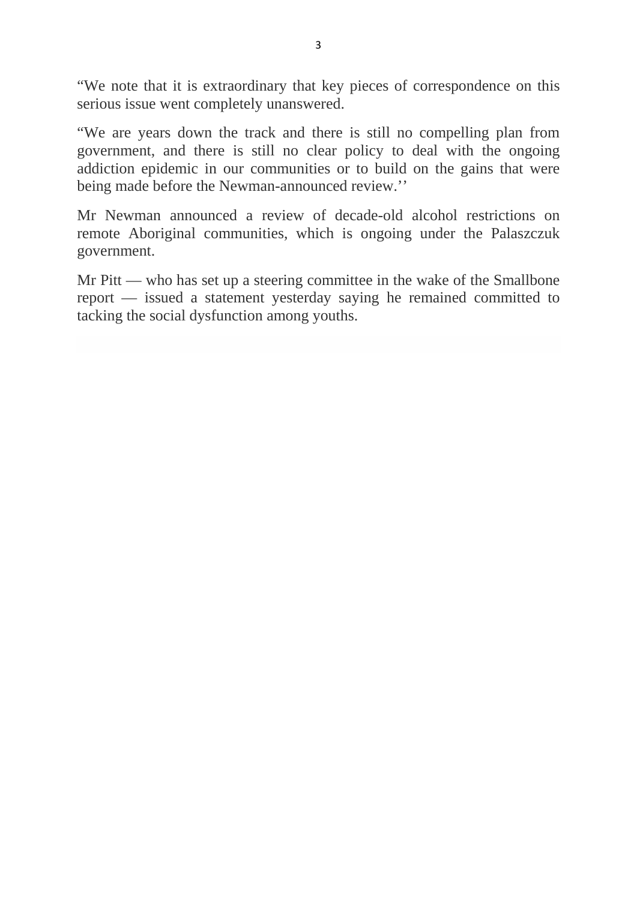"We note that it is extraordinary that key pieces of correspondence on this serious issue went completely unanswered.

"We are years down the track and there is still no compelling plan from government, and there is still no clear policy to deal with the ongoing addiction epidemic in our communities or to build on the gains that were being made before the Newman-announced review.''

Mr Newman announced a review of decade-old alcohol restrictions on remote Aboriginal communities, which is ongoing under the Palaszczuk government.

Mr Pitt — who has set up a steering committee in the wake of the Smallbone report — issued a statement yesterday saying he remained committed to tacking the social dysfunction among youths.